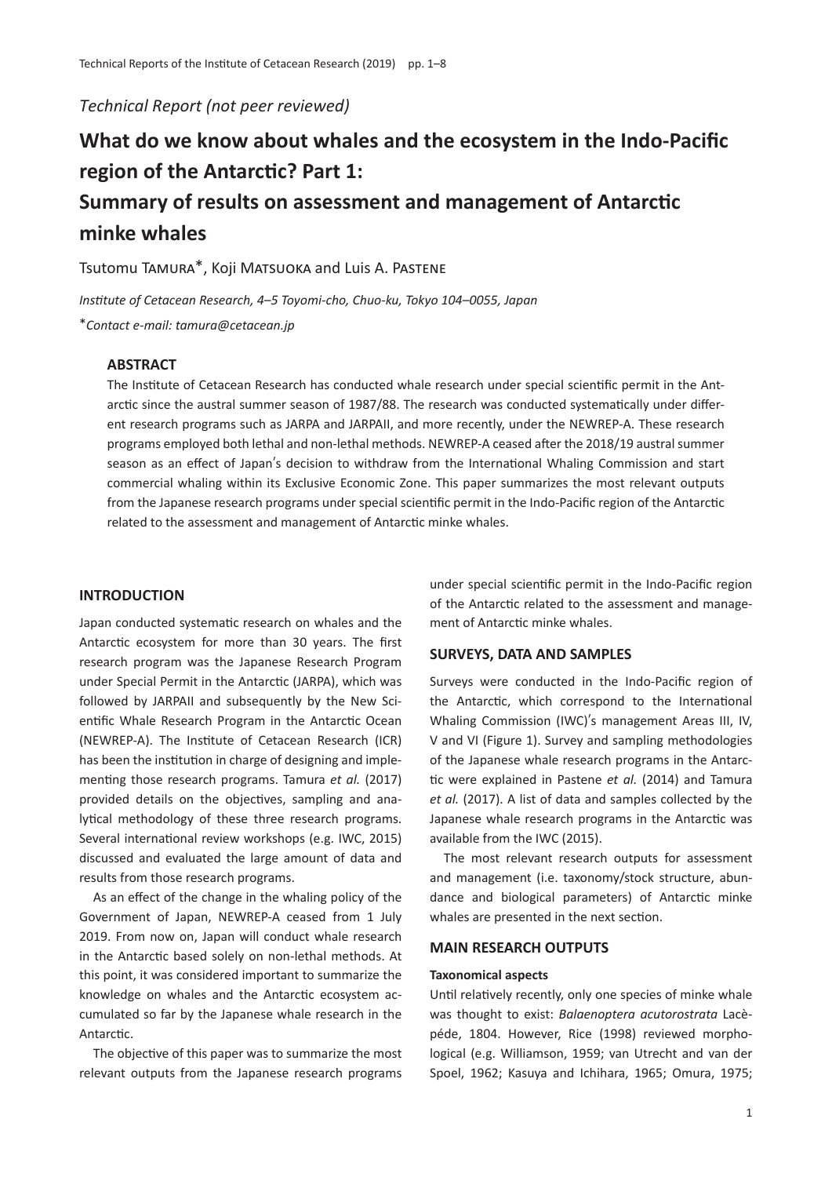*Technical Report (not peer reviewed)*

# What do we know about whales and the ecosystem in the Indo-Pacific region of the Antarctic? Part 1: Summary of results on assessment and management of Antarctic minke whales

Tsutomu TAMURA*, Koji MATSUOKA and Luis A. PASTENE

*Institute of Cetacean Research, 4–5 Toyomi-cho, Chuo-ku, Tokyo 104–0055, Japan*

**Contact e-mail: tamura@cetacean.jp*

### ABSTRACT

The Institute of Cetacean Research has conducted whale research under special scientific permit in the Antarctic since the austral summer season of 1987/88. The research was conducted systematically under different research programs such as JARPA and JARPAII, and more recently, under the NEWREP-A. These research programs employed both lethal and non-lethal methods. NEWREP-A ceased after the 2018/19 austral summer season as an effect of Japan's decision to withdraw from the International Whaling Commission and start commercial whaling within its Exclusive Economic Zone. This paper summarizes the most relevant outputs from the Japanese research programs under special scientific permit in the Indo-Pacific region of the Antarctic related to the assessment and management of Antarctic minke whales.

## INTRODUCTION

Japan conducted systematic research on whales and the Antarctic ecosystem for more than 30 years. The first research program was the Japanese Research Program under Special Permit in the Antarctic (JARPA), which was followed by JARPAII and subsequently by the New Scientific Whale Research Program in the Antarctic Ocean (NEWREP-A). The Institute of Cetacean Research (ICR) has been the institution in charge of designing and implementing those research programs. Tamura *et al.* (2017) provided details on the objectives, sampling and analytical methodology of these three research programs. Several international review workshops (e.g. IWC, 2015) discussed and evaluated the large amount of data and results from those research programs.

As an effect of the change in the whaling policy of the Government of Japan, NEWREP-A ceased from 1 July 2019. From now on, Japan will conduct whale research in the Antarctic based solely on non-lethal methods. At this point, it was considered important to summarize the knowledge on whales and the Antarctic ecosystem accumulated so far by the Japanese whale research in the Antarctic.

The objective of this paper was to summarize the most relevant outputs from the Japanese research programs under special scientific permit in the Indo-Pacific region of the Antarctic related to the assessment and management of Antarctic minke whales.

## SURVEYS, DATA AND SAMPLES

Surveys were conducted in the Indo-Pacific region of the Antarctic, which correspond to the International Whaling Commission (IWC)'s management Areas III, IV, V and VI (Figure 1). Survey and sampling methodologies of the Japanese whale research programs in the Antarctic were explained in Pastene *et al.* (2014) and Tamura *et al.* (2017). A list of data and samples collected by the Japanese whale research programs in the Antarctic was available from the IWC (2015).

The most relevant research outputs for assessment and management (i.e. taxonomy/stock structure, abundance and biological parameters) of Antarctic minke whales are presented in the next section.

## MAIN RESEARCH OUTPUTS

### Taxonomical aspects

Until relatively recently, only one species of minke whale was thought to exist: *Balaenoptera acutorostrata* Lacèpéde, 1804. However, Rice (1998) reviewed morphological (e.g. Williamson, 1959; van Utrecht and van der Spoel, 1962; Kasuya and Ichihara, 1965; Omura, 1975;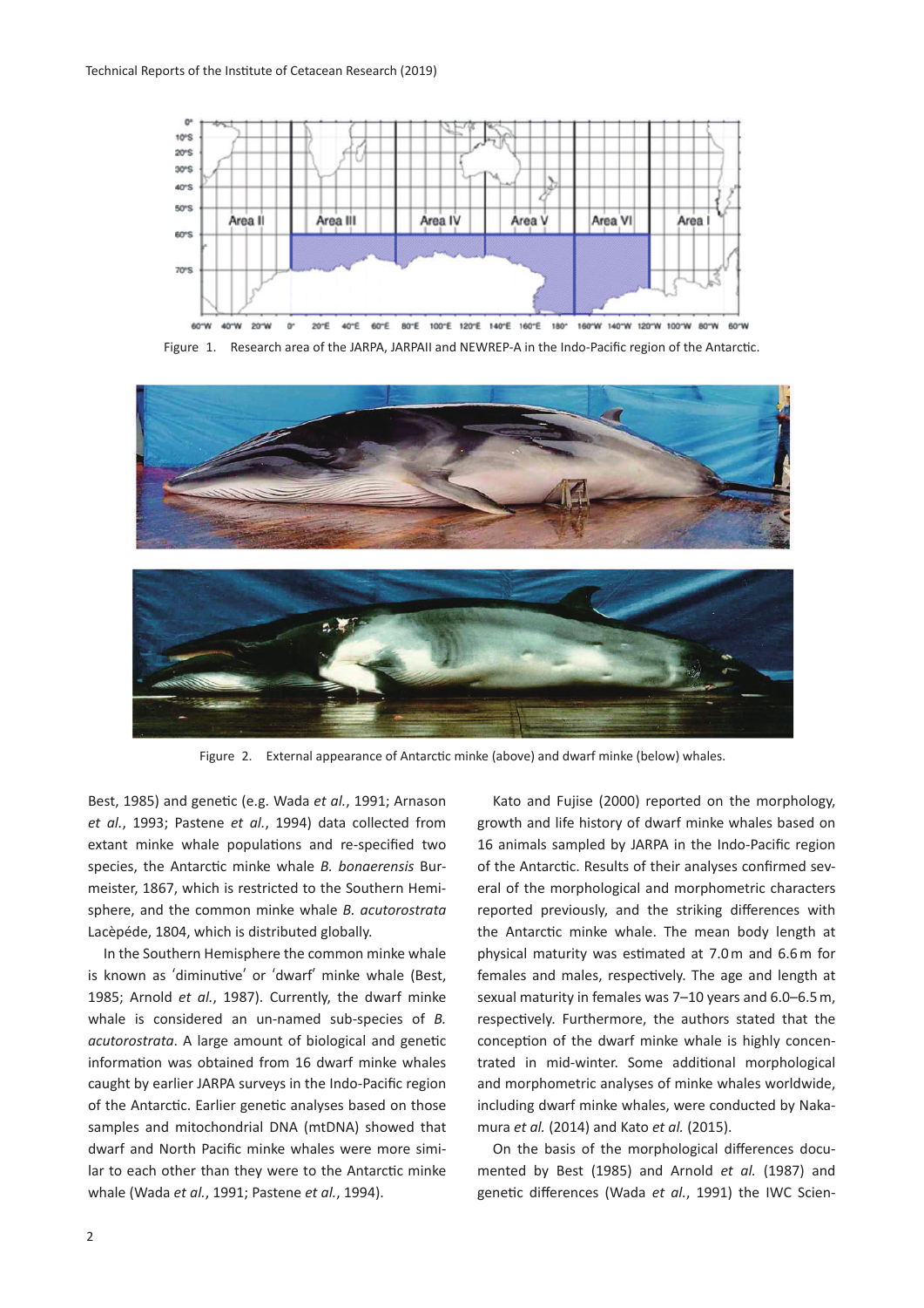Figure 1. Research area of the JARPA, JARPAII and NEWREP-A in the Indo-Pacific region of the Antarctic.

Figure 2. External appearance of Antarctic minke (above) and dwarf minke (below) whales.

Best, 1985) and genetic (e.g. Wada *et al.*, 1991; Arnason *et al.*, 1993; Pastene *et al.*, 1994) data collected from extant minke whale populations and re-specified two species, the Antarctic minke whale *B. bonaerensis* Burmeister, 1867, which is restricted to the Southern Hemisphere, and the common minke whale *B. acutorostrata* Lacèpéde, 1804, which is distributed globally.

In the Southern Hemisphere the common minke whale is known as 'diminutive' or 'dwarf' minke whale (Best, 1985; Arnold *et al.*, 1987). Currently, the dwarf minke whale is considered an un-named sub-species of *B. acutorostrata*. A large amount of biological and genetic information was obtained from 16 dwarf minke whales caught by earlier JARPA surveys in the Indo-Pacific region of the Antarctic. Earlier genetic analyses based on those samples and mitochondrial DNA (mtDNA) showed that dwarf and North Pacific minke whales were more similar to each other than they were to the Antarctic minke whale (Wada *et al.*, 1991; Pastene *et al.*, 1994).

Kato and Fujise (2000) reported on the morphology, growth and life history of dwarf minke whales based on 16 animals sampled by JARPA in the Indo-Pacific region of the Antarctic. Results of their analyses confirmed several of the morphological and morphometric characters reported previously, and the striking differences with the Antarctic minke whale. The mean body length at physical maturity was estimated at 7.0 m and 6.6 m for females and males, respectively. The age and length at sexual maturity in females was 7–10 years and 6.0–6.5 m, respectively. Furthermore, the authors stated that the conception of the dwarf minke whale is highly concentrated in mid-winter. Some additional morphological and morphometric analyses of minke whales worldwide, including dwarf minke whales, were conducted by Nakamura *et al.* (2014) and Kato *et al.* (2015).

On the basis of the morphological differences documented by Best (1985) and Arnold *et al.* (1987) and genetic differences (Wada *et al.*, 1991) the IWC Scien-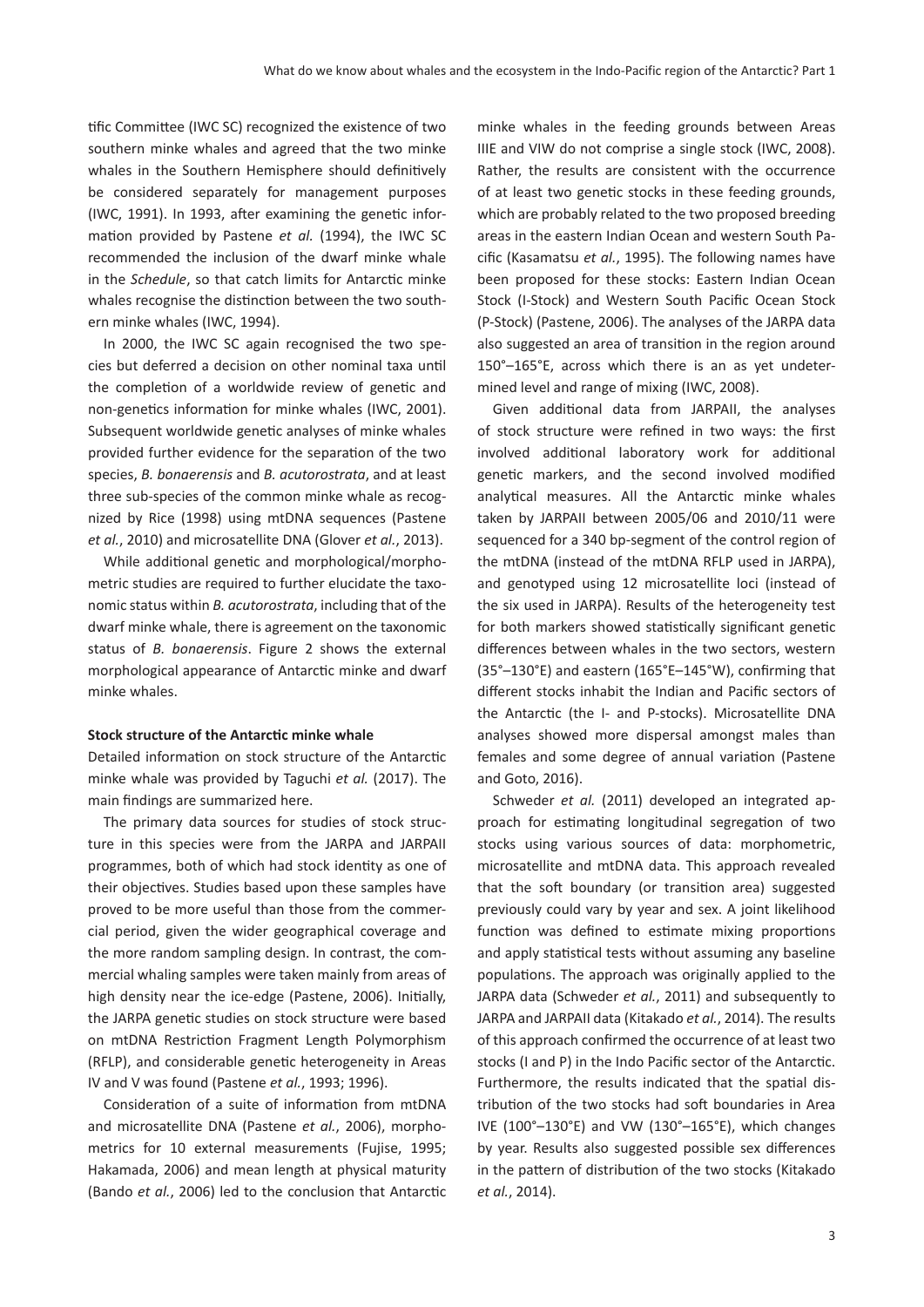tific Committee (IWC SC) recognized the existence of two southern minke whales and agreed that the two minke whales in the Southern Hemisphere should definitively be considered separately for management purposes (IWC, 1991). In 1993, after examining the genetic information provided by Pastene *et al.* (1994), the IWC SC recommended the inclusion of the dwarf minke whale in the *Schedule*, so that catch limits for Antarctic minke whales recognise the distinction between the two southern minke whales (IWC, 1994).

In 2000, the IWC SC again recognised the two species but deferred a decision on other nominal taxa until the completion of a worldwide review of genetic and non-genetics information for minke whales (IWC, 2001). Subsequent worldwide genetic analyses of minke whales provided further evidence for the separation of the two species, *B. bonaerensis* and *B. acutorostrata*, and at least three sub-species of the common minke whale as recognized by Rice (1998) using mtDNA sequences (Pastene *et al.*, 2010) and microsatellite DNA (Glover *et al.*, 2013).

While additional genetic and morphological/morphometric studies are required to further elucidate the taxonomic status within *B. acutorostrata*, including that of the dwarf minke whale, there is agreement on the taxonomic status of *B. bonaerensis*. Figure 2 shows the external morphological appearance of Antarctic minke and dwarf minke whales.

**Stock structure of the Antarctic minke whale**

Detailed information on stock structure of the Antarctic minke whale was provided by Taguchi *et al.* (2017). The main findings are summarized here.

The primary data sources for studies of stock structure in this species were from the JARPA and JARPAII programmes, both of which had stock identity as one of their objectives. Studies based upon these samples have proved to be more useful than those from the commercial period, given the wider geographical coverage and the more random sampling design. In contrast, the commercial whaling samples were taken mainly from areas of high density near the ice-edge (Pastene, 2006). Initially, the JARPA genetic studies on stock structure were based on mtDNA Restriction Fragment Length Polymorphism (RFLP), and considerable genetic heterogeneity in Areas IV and V was found (Pastene *et al.*, 1993; 1996).

Consideration of a suite of information from mtDNA and microsatellite DNA (Pastene *et al.*, 2006), morphometrics for 10 external measurements (Fujise, 1995; Hakamada, 2006) and mean length at physical maturity (Bando *et al.*, 2006) led to the conclusion that Antarctic minke whales in the feeding grounds between Areas IIIE and VIW do not comprise a single stock (IWC, 2008). Rather, the results are consistent with the occurrence of at least two genetic stocks in these feeding grounds, which are probably related to the two proposed breeding areas in the eastern Indian Ocean and western South Pacific (Kasamatsu *et al.*, 1995). The following names have been proposed for these stocks: Eastern Indian Ocean Stock (I-Stock) and Western South Pacific Ocean Stock (P-Stock) (Pastene, 2006). The analyses of the JARPA data also suggested an area of transition in the region around 150°–165°E, across which there is an as yet undetermined level and range of mixing (IWC, 2008).

Given additional data from JARPAII, the analyses of stock structure were refined in two ways: the first involved additional laboratory work for additional genetic markers, and the second involved modified analytical measures. All the Antarctic minke whales taken by JARPAII between 2005/06 and 2010/11 were sequenced for a 340 bp-segment of the control region of the mtDNA (instead of the mtDNA RFLP used in JARPA), and genotyped using 12 microsatellite loci (instead of the six used in JARPA). Results of the heterogeneity test for both markers showed statistically significant genetic differences between whales in the two sectors, western (35°–130°E) and eastern (165°E–145°W), confirming that different stocks inhabit the Indian and Pacific sectors of the Antarctic (the I- and P-stocks). Microsatellite DNA analyses showed more dispersal amongst males than females and some degree of annual variation (Pastene and Goto, 2016).

Schweder *et al.* (2011) developed an integrated approach for estimating longitudinal segregation of two stocks using various sources of data: morphometric, microsatellite and mtDNA data. This approach revealed that the soft boundary (or transition area) suggested previously could vary by year and sex. A joint likelihood function was defined to estimate mixing proportions and apply statistical tests without assuming any baseline populations. The approach was originally applied to the JARPA data (Schweder *et al.*, 2011) and subsequently to JARPA and JARPAII data (Kitakado *et al.*, 2014). The results of this approach confirmed the occurrence of at least two stocks (I and P) in the Indo Pacific sector of the Antarctic. Furthermore, the results indicated that the spatial distribution of the two stocks had soft boundaries in Area IVE (100°–130°E) and VW (130°–165°E), which changes by year. Results also suggested possible sex differences in the pattern of distribution of the two stocks (Kitakado *et al.*, 2014).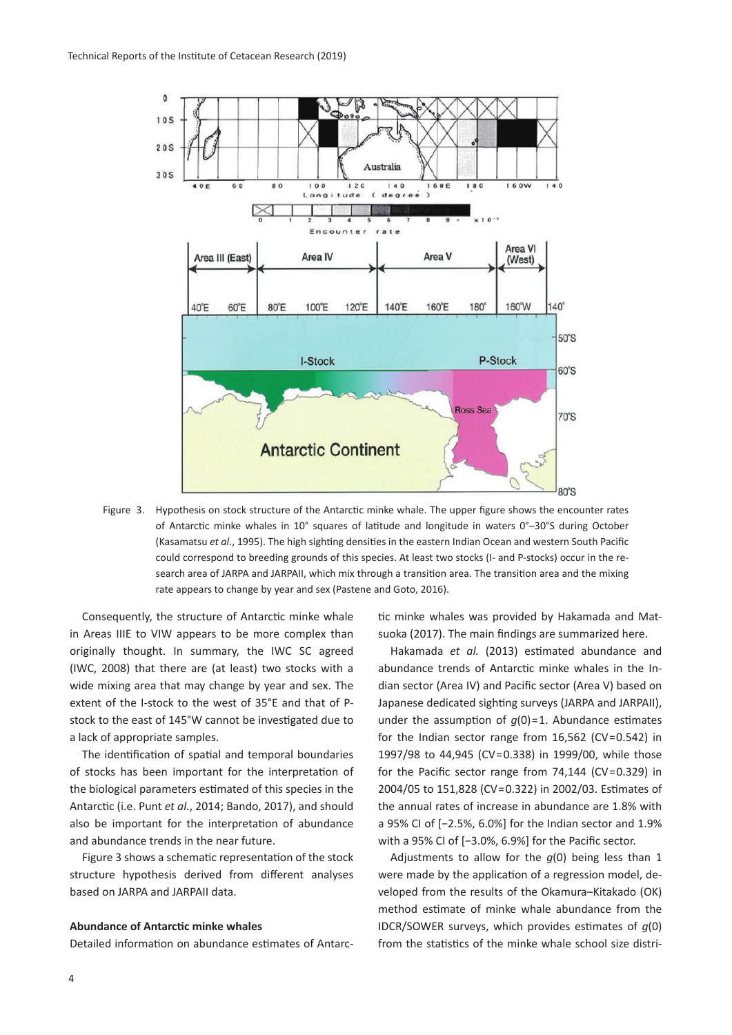Figure 3. Hypothesis on stock structure of the Antarctic minke whale. The upper figure shows the encounter rates of Antarctic minke whales in 10° squares of latitude and longitude in waters 0°–30°S during October (Kasamatsu *et al.*, 1995). The high sighting densities in the eastern Indian Ocean and western South Pacific could correspond to breeding grounds of this species. At least two stocks (I- and P-stocks) occur in the research area of JARPA and JARPAII, which mix through a transition area. The transition area and the mixing rate appears to change by year and sex (Pastene and Goto, 2016).

Consequently, the structure of Antarctic minke whale in Areas IIIE to VIW appears to be more complex than originally thought. In summary, the IWC SC agreed (IWC, 2008) that there are (at least) two stocks with a wide mixing area that may change by year and sex. The extent of the I-stock to the west of 35°E and that of P-stock to the east of 145°W cannot be investigated due to a lack of appropriate samples.

The identification of spatial and temporal boundaries of stocks has been important for the interpretation of the biological parameters estimated of this species in the Antarctic (i.e. Punt *et al.*, 2014; Bando, 2017), and should also be important for the interpretation of abundance and abundance trends in the near future.

Figure 3 shows a schematic representation of the stock structure hypothesis derived from different analyses based on JARPA and JARPAII data.

**Abundance of Antarctic minke whales**

Detailed information on abundance estimates of Antarctic minke whales was provided by Hakamada and Matsuoka (2017). The main findings are summarized here.

Hakamada *et al.* (2013) estimated abundance and abundance trends of Antarctic minke whales in the Indian sector (Area IV) and Pacific sector (Area V) based on Japanese dedicated sighting surveys (JARPA and JARPAII), under the assumption of $g(0)=1$. Abundance estimates for the Indian sector range from 16,562 (CV=0.542) in 1997/98 to 44,945 (CV=0.338) in 1999/00, while those for the Pacific sector range from 74,144 (CV=0.329) in 2004/05 to 151,828 (CV=0.322) in 2002/03. Estimates of the annual rates of increase in abundance are 1.8% with a 95% CI of [−2.5%, 6.0%] for the Indian sector and 1.9% with a 95% CI of [−3.0%, 6.9%] for the Pacific sector.

Adjustments to allow for the $g(0)$ being less than 1 were made by the application of a regression model, developed from the results of the Okamura–Kitakado (OK) method estimate of minke whale abundance from the IDCR/SOWER surveys, which provides estimates of $g(0)$ from the statistics of the minke whale school size distri-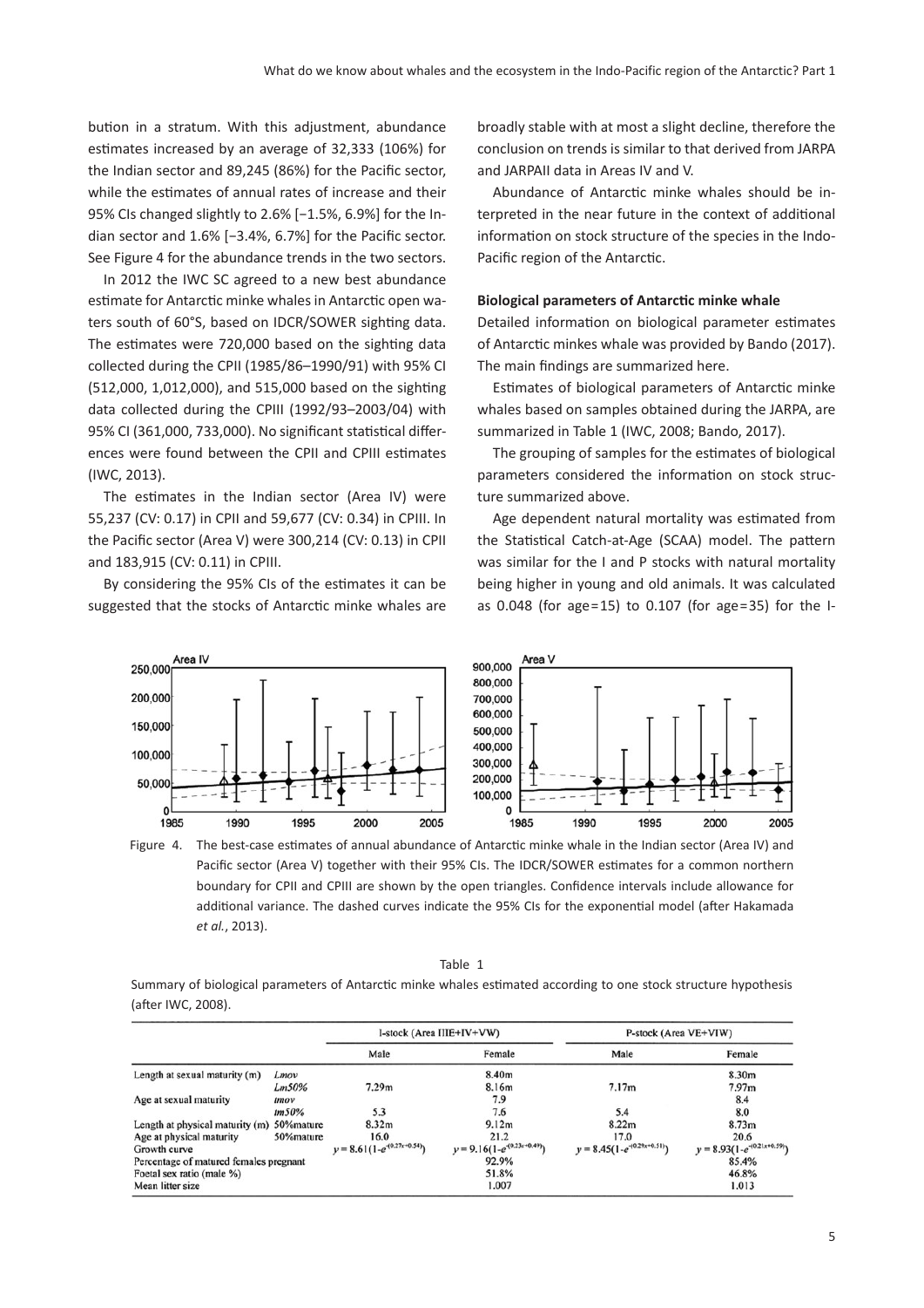bution in a stratum. With this adjustment, abundance estimates increased by an average of 32,333 (106%) for the Indian sector and 89,245 (86%) for the Pacific sector, while the estimates of annual rates of increase and their 95% CIs changed slightly to 2.6% [−1.5%, 6.9%] for the Indian sector and 1.6% [−3.4%, 6.7%] for the Pacific sector. See Figure 4 for the abundance trends in the two sectors.

In 2012 the IWC SC agreed to a new best abundance estimate for Antarctic minke whales in Antarctic open waters south of 60°S, based on IDCR/SOWER sighting data. The estimates were 720,000 based on the sighting data collected during the CPII (1985/86–1990/91) with 95% CI (512,000, 1,012,000), and 515,000 based on the sighting data collected during the CPIII (1992/93–2003/04) with 95% CI (361,000, 733,000). No significant statistical differences were found between the CPII and CPIII estimates (IWC, 2013).

The estimates in the Indian sector (Area IV) were 55,237 (CV: 0.17) in CPII and 59,677 (CV: 0.34) in CPIII. In the Pacific sector (Area V) were 300,214 (CV: 0.13) in CPII and 183,915 (CV: 0.11) in CPIII.

By considering the 95% CIs of the estimates it can be suggested that the stocks of Antarctic minke whales are broadly stable with at most a slight decline, therefore the conclusion on trends is similar to that derived from JARPA and JARPAII data in Areas IV and V.

Abundance of Antarctic minke whales should be interpreted in the near future in the context of additional information on stock structure of the species in the Indo-Pacific region of the Antarctic.

**Biological parameters of Antarctic minke whale**

Detailed information on biological parameter estimates of Antarctic minkes whale was provided by Bando (2017). The main findings are summarized here.

Estimates of biological parameters of Antarctic minke whales based on samples obtained during the JARPA, are summarized in Table 1 (IWC, 2008; Bando, 2017).

The grouping of samples for the estimates of biological parameters considered the information on stock structure summarized above.

Age dependent natural mortality was estimated from the Statistical Catch-at-Age (SCAA) model. The pattern was similar for the I and P stocks with natural mortality being higher in young and old animals. It was calculated as 0.048 (for age=15) to 0.107 (for age=35) for the I-

Figure 4. The best-case estimates of annual abundance of Antarctic minke whale in the Indian sector (Area IV) and Pacific sector (Area V) together with their 95% CIs. The IDCR/SOWER estimates for a common northern boundary for CPII and CPIII are shown by the open triangles. Confidence intervals include allowance for additional variance. The dashed curves indicate the 95% CIs for the exponential model (after Hakamada *et al.*, 2013).

Table 1

Summary of biological parameters of Antarctic minke whales estimated according to one stock structure hypothesis (after IWC, 2008).

| | | I-stock (Area IIIE+IV+VW) | | P-stock (Area VE+VIW) | |
|---|---|---|---|---|---|
| | | Male | Female | Male | Female |
| Length at sexual maturity (m) | *Lmov* | | 8.40m | | 8.30m |
| | *Lm50%* | 7.29m | 8.16m | 7.17m | 7.97m |
| Age at sexual maturity | *tmov* | | 7.9 | | 8.4 |
| | *tm50%* | 5.3 | 7.6 | 5.4 | 8.0 |
| Length at physical maturity (m) | 50%mature | 8.32m | 9.12m | 8.22m | 8.73m |
| Age at physical maturity | 50%mature | 16.0 | 21.2 | 17.0 | 20.6 |
| Growth curve | | $y=8.61(1-e^{-(0.27x+0.54)})$ | $y=9.16(1-e^{-(0.23x+0.49)})$ | $y=8.45(1-e^{-(0.29x+0.51)})$ | $y=8.93(1-e^{-(0.21x+0.59)})$ |
| Percentage of matured females pregnant | | | 92.9% | | 85.4% |
| Foetal sex ratio (male %) | | | 51.8% | | 46.8% |
| Mean litter size | | | 1.007 | | 1.013 |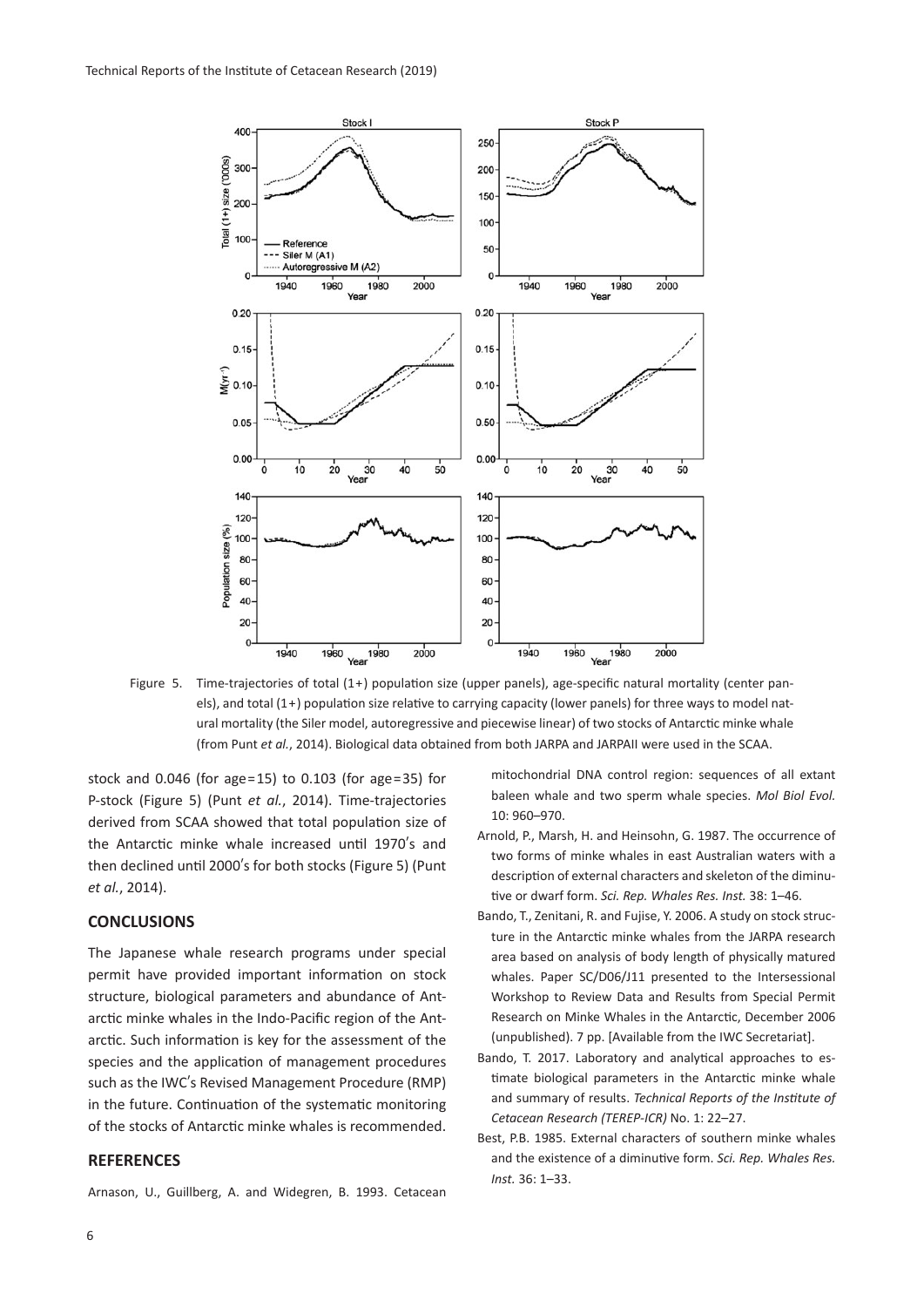Figure 5. Time-trajectories of total (1+) population size (upper panels), age-specific natural mortality (center panels), and total (1+) population size relative to carrying capacity (lower panels) for three ways to model natural mortality (the Siler model, autoregressive and piecewise linear) of two stocks of Antarctic minke whale (from Punt *et al.*, 2014). Biological data obtained from both JARPA and JARPAII were used in the SCAA.

stock and 0.046 (for age=15) to 0.103 (for age=35) for P-stock (Figure 5) (Punt *et al.*, 2014). Time-trajectories derived from SCAA showed that total population size of the Antarctic minke whale increased until 1970's and then declined until 2000's for both stocks (Figure 5) (Punt *et al.*, 2014).

## CONCLUSIONS

The Japanese whale research programs under special permit have provided important information on stock structure, biological parameters and abundance of Antarctic minke whales in the Indo-Pacific region of the Antarctic. Such information is key for the assessment of the species and the application of management procedures such as the IWC's Revised Management Procedure (RMP) in the future. Continuation of the systematic monitoring of the stocks of Antarctic minke whales is recommended.

## REFERENCES

Arnason, U., Guillberg, A. and Widegren, B. 1993. Cetacean mitochondrial DNA control region: sequences of all extant baleen whale and two sperm whale species. *Mol Biol Evol.* 10: 960–970.

Arnold, P., Marsh, H. and Heinsohn, G. 1987. The occurrence of two forms of minke whales in east Australian waters with a description of external characters and skeleton of the diminutive or dwarf form. *Sci. Rep. Whales Res. Inst.* 38: 1–46.

Bando, T., Zenitani, R. and Fujise, Y. 2006. A study on stock structure in the Antarctic minke whales from the JARPA research area based on analysis of body length of physically matured whales. Paper SC/D06/J11 presented to the Intersessional Workshop to Review Data and Results from Special Permit Research on Minke Whales in the Antarctic, December 2006 (unpublished). 7 pp. [Available from the IWC Secretariat].

Bando, T. 2017. Laboratory and analytical approaches to estimate biological parameters in the Antarctic minke whale and summary of results. *Technical Reports of the Institute of Cetacean Research (TEREP-ICR)* No. 1: 22–27.

Best, P.B. 1985. External characters of southern minke whales and the existence of a diminutive form. *Sci. Rep. Whales Res. Inst.* 36: 1–33.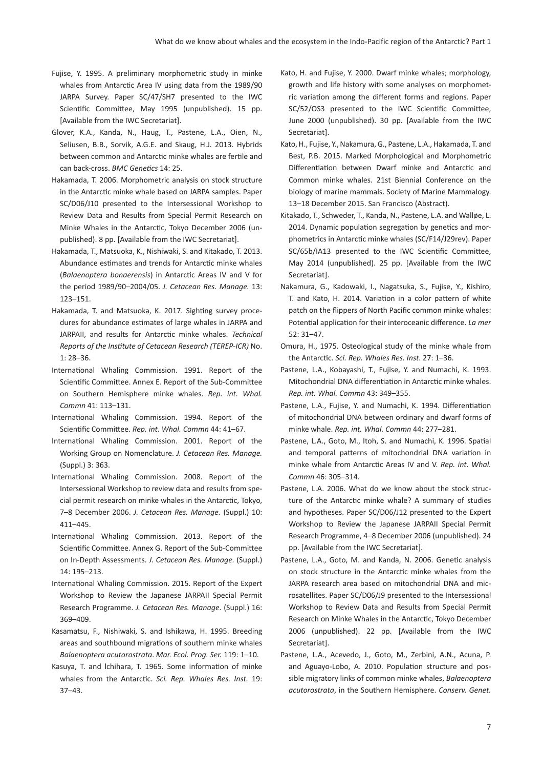Fujise, Y. 1995. A preliminary morphometric study in minke whales from Antarctic Area IV using data from the 1989/90 JARPA Survey. Paper SC/47/SH7 presented to the IWC Scientific Committee, May 1995 (unpublished). 15 pp. [Available from the IWC Secretariat].

Glover, K.A., Kanda, N., Haug, T., Pastene, L.A., Oien, N., Seliusen, B.B., Sorvik, A.G.E. and Skaug, H.J. 2013. Hybrids between common and Antarctic minke whales are fertile and can back-cross. *BMC Genetics* 14: 25.

Hakamada, T. 2006. Morphometric analysis on stock structure in the Antarctic minke whale based on JARPA samples. Paper SC/D06/J10 presented to the Intersessional Workshop to Review Data and Results from Special Permit Research on Minke Whales in the Antarctic, Tokyo December 2006 (unpublished). 8 pp. [Available from the IWC Secretariat].

Hakamada, T., Matsuoka, K., Nishiwaki, S. and Kitakado, T. 2013. Abundance estimates and trends for Antarctic minke whales (*Balaenoptera bonaerensis*) in Antarctic Areas IV and V for the period 1989/90–2004/05. *J. Cetacean Res. Manage.* 13: 123–151.

Hakamada, T. and Matsuoka, K. 2017. Sighting survey procedures for abundance estimates of large whales in JARPA and JARPAII, and results for Antarctic minke whales. *Technical Reports of the Institute of Cetacean Research (TEREP-ICR)* No. 1: 28–36.

International Whaling Commission. 1991. Report of the Scientific Committee. Annex E. Report of the Sub-Committee on Southern Hemisphere minke whales. *Rep. int. Whal. Commn* 41: 113–131.

International Whaling Commission. 1994. Report of the Scientific Committee. *Rep. int. Whal. Commn* 44: 41–67.

International Whaling Commission. 2001. Report of the Working Group on Nomenclature. *J. Cetacean Res. Manage.* (Suppl.) 3: 363.

International Whaling Commission. 2008. Report of the Intersessional Workshop to review data and results from special permit research on minke whales in the Antarctic, Tokyo, 7–8 December 2006. *J. Cetacean Res. Manage.* (Suppl.) 10: 411–445.

International Whaling Commission. 2013. Report of the Scientific Committee. Annex G. Report of the Sub-Committee on In-Depth Assessments. *J. Cetacean Res. Manage.* (Suppl.) 14: 195–213.

International Whaling Commission. 2015. Report of the Expert Workshop to Review the Japanese JARPAII Special Permit Research Programme. *J. Cetacean Res. Manage*. (Suppl.) 16: 369–409.

Kasamatsu, F., Nishiwaki, S. and Ishikawa, H. 1995. Breeding areas and southbound migrations of southern minke whales *Balaenoptera acutorostrata*. *Mar. Ecol. Prog. Ser.* 119: 1–10.

Kasuya, T. and lchihara, T. 1965. Some information of minke whales from the Antarctic. *Sci. Rep. Whales Res. Inst.* 19: 37–43.

Kato, H. and Fujise, Y. 2000. Dwarf minke whales; morphology, growth and life history with some analyses on morphometric variation among the different forms and regions. Paper SC/52/OS3 presented to the IWC Scientific Committee, June 2000 (unpublished). 30 pp. [Available from the IWC Secretariat].

Kato, H., Fujise, Y., Nakamura, G., Pastene, L.A., Hakamada, T. and Best, P.B. 2015. Marked Morphological and Morphometric Differentiation between Dwarf minke and Antarctic and Common minke whales. 21st Biennial Conference on the biology of marine mammals. Society of Marine Mammalogy. 13–18 December 2015. San Francisco (Abstract).

Kitakado, T., Schweder, T., Kanda, N., Pastene, L.A. and Walløe, L. 2014. Dynamic population segregation by genetics and morphometrics in Antarctic minke whales (SC/F14/J29rev). Paper SC/65b/IA13 presented to the IWC Scientific Committee, May 2014 (unpublished). 25 pp. [Available from the IWC Secretariat].

Nakamura, G., Kadowaki, I., Nagatsuka, S., Fujise, Y., Kishiro, T. and Kato, H. 2014. Variation in a color pattern of white patch on the flippers of North Pacific common minke whales: Potential application for their interoceanic difference. *La mer* 52: 31–47.

Omura, H., 1975. Osteological study of the minke whale from the Antarctic. *Sci. Rep. Whales Res. Inst*. 27: 1–36.

Pastene, L.A., Kobayashi, T., Fujise, Y. and Numachi, K. 1993. Mitochondrial DNA differentiation in Antarctic minke whales. *Rep. int. Whal. Commn* 43: 349–355.

Pastene, L.A., Fujise, Y. and Numachi, K. 1994. Differentiation of mitochondrial DNA between ordinary and dwarf forms of minke whale. *Rep. int. Whal. Commn* 44: 277–281.

Pastene, L.A., Goto, M., Itoh, S. and Numachi, K. 1996. Spatial and temporal patterns of mitochondrial DNA variation in minke whale from Antarctic Areas IV and V. *Rep. int. Whal. Commn* 46: 305–314.

Pastene, L.A. 2006. What do we know about the stock structure of the Antarctic minke whale? A summary of studies and hypotheses. Paper SC/D06/J12 presented to the Expert Workshop to Review the Japanese JARPAII Special Permit Research Programme, 4–8 December 2006 (unpublished). 24 pp. [Available from the IWC Secretariat].

Pastene, L.A., Goto, M. and Kanda, N. 2006. Genetic analysis on stock structure in the Antarctic minke whales from the JARPA research area based on mitochondrial DNA and microsatellites. Paper SC/D06/J9 presented to the Intersessional Workshop to Review Data and Results from Special Permit Research on Minke Whales in the Antarctic, Tokyo December 2006 (unpublished). 22 pp. [Available from the IWC Secretariat].

Pastene, L.A., Acevedo, J., Goto, M., Zerbini, A.N., Acuna, P. and Aguayo-Lobo, A. 2010. Population structure and possible migratory links of common minke whales, *Balaenoptera acutorostrata*, in the Southern Hemisphere. *Conserv. Genet.*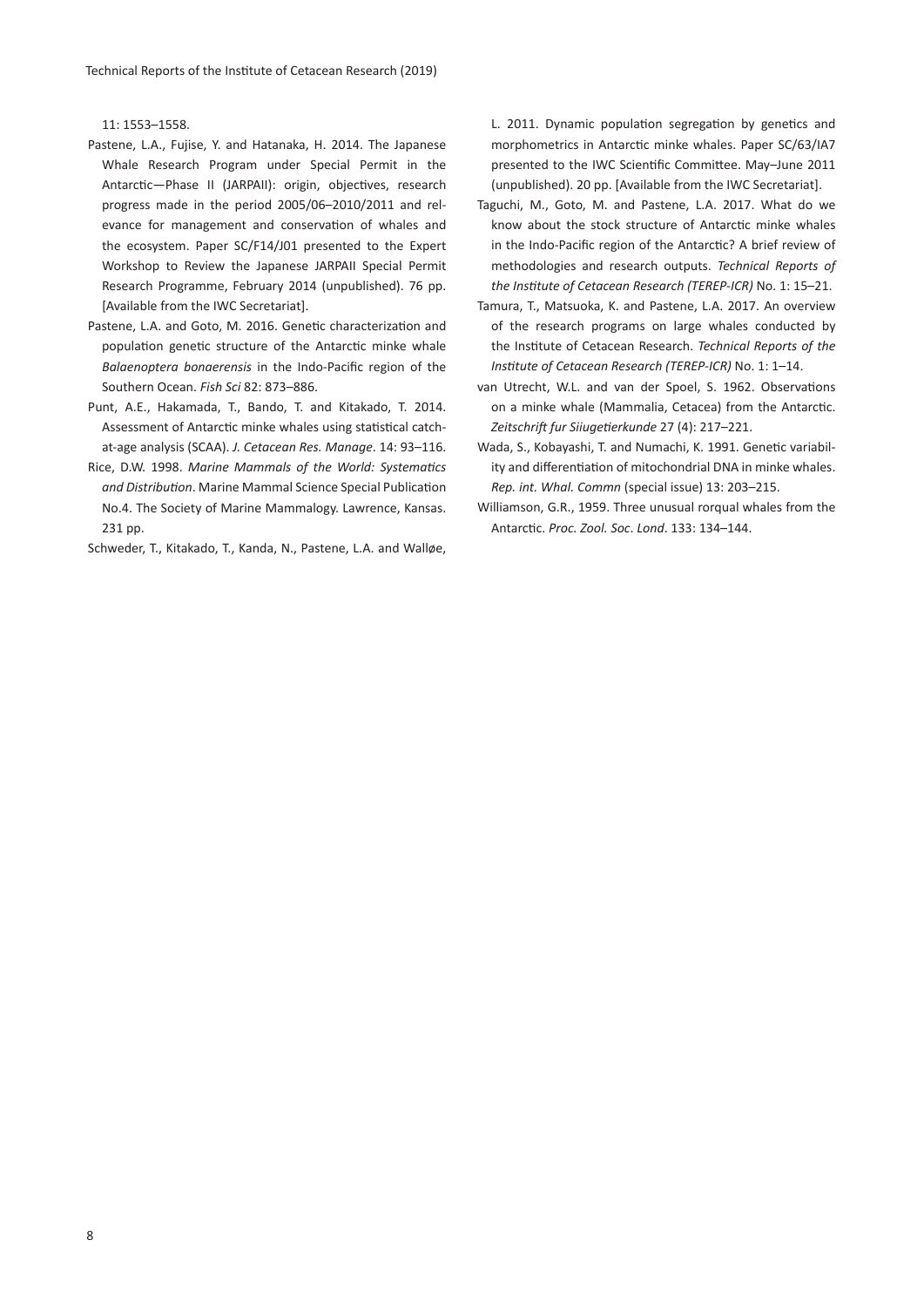11: 1553–1558.

Pastene, L.A., Fujise, Y. and Hatanaka, H. 2014. The Japanese Whale Research Program under Special Permit in the Antarctic—Phase II (JARPAII): origin, objectives, research progress made in the period 2005/06–2010/2011 and relevance for management and conservation of whales and the ecosystem. Paper SC/F14/J01 presented to the Expert Workshop to Review the Japanese JARPAII Special Permit Research Programme, February 2014 (unpublished). 76 pp. [Available from the IWC Secretariat].

Pastene, L.A. and Goto, M. 2016. Genetic characterization and population genetic structure of the Antarctic minke whale *Balaenoptera bonaerensis* in the Indo-Pacific region of the Southern Ocean. *Fish Sci* 82: 873–886.

Punt, A.E., Hakamada, T., Bando, T. and Kitakado, T. 2014. Assessment of Antarctic minke whales using statistical catch-at-age analysis (SCAA). *J. Cetacean Res. Manage*. 14: 93–116.

Rice, D.W. 1998. *Marine Mammals of the World: Systematics and Distribution*. Marine Mammal Science Special Publication No.4. The Society of Marine Mammalogy. Lawrence, Kansas. 231 pp.

Schweder, T., Kitakado, T., Kanda, N., Pastene, L.A. and Walløe, L. 2011. Dynamic population segregation by genetics and morphometrics in Antarctic minke whales. Paper SC/63/IA7 presented to the IWC Scientific Committee. May–June 2011 (unpublished). 20 pp. [Available from the IWC Secretariat].

Taguchi, M., Goto, M. and Pastene, L.A. 2017. What do we know about the stock structure of Antarctic minke whales in the Indo-Pacific region of the Antarctic? A brief review of methodologies and research outputs. *Technical Reports of the Institute of Cetacean Research (TEREP-ICR)* No. 1: 15–21.

Tamura, T., Matsuoka, K. and Pastene, L.A. 2017. An overview of the research programs on large whales conducted by the Institute of Cetacean Research. *Technical Reports of the Institute of Cetacean Research (TEREP-ICR)* No. 1: 1–14.

van Utrecht, W.L. and van der Spoel, S. 1962. Observations on a minke whale (Mammalia, Cetacea) from the Antarctic. *Zeitschrift fur Siiugetierkunde* 27 (4): 217–221.

Wada, S., Kobayashi, T. and Numachi, K. 1991. Genetic variability and differentiation of mitochondrial DNA in minke whales. *Rep. int. Whal. Commn* (special issue) 13: 203–215.

Williamson, G.R., 1959. Three unusual rorqual whales from the Antarctic. *Proc. Zool. Soc*. *Lond*. 133: 134–144.